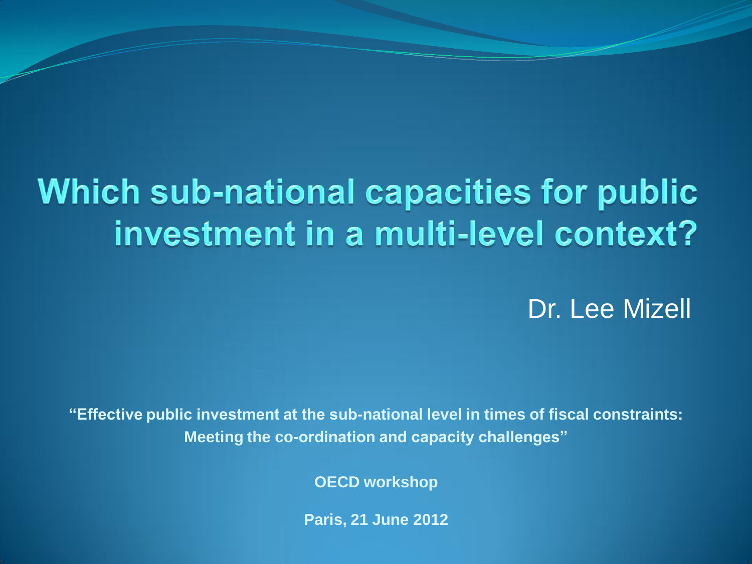# Which sub-national capacities for public investment in a multi-level context?

Dr. Lee Mizell

**"Effective public investment at the sub-national level in times of fiscal constraints: Meeting the co-ordination and capacity challenges"**

**OECD workshop**

**Paris, 21 June 2012**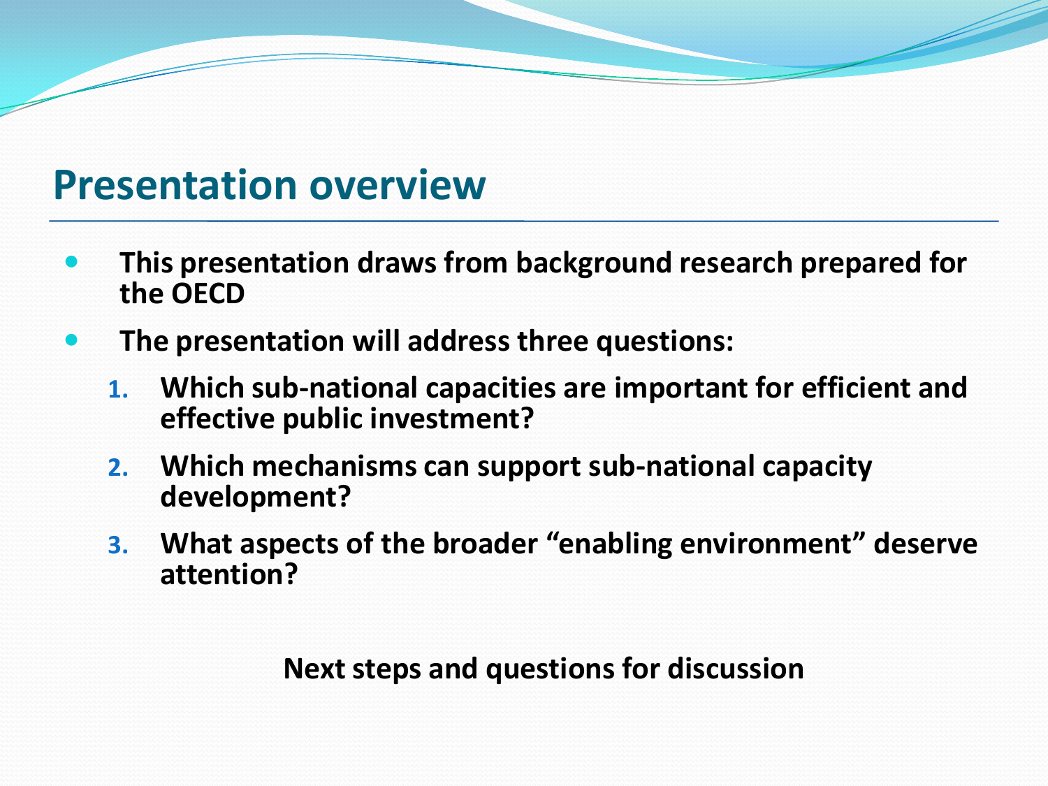## Presentation overview

- **This presentation draws from background research prepared for the OECD**
- **The presentation will address three questions:**
  1. **Which sub-national capacities are important for efficient and effective public investment?**
  2. **Which mechanisms can support sub-national capacity development?**
  3. **What aspects of the broader "enabling environment" deserve attention?**

**Next steps and questions for discussion**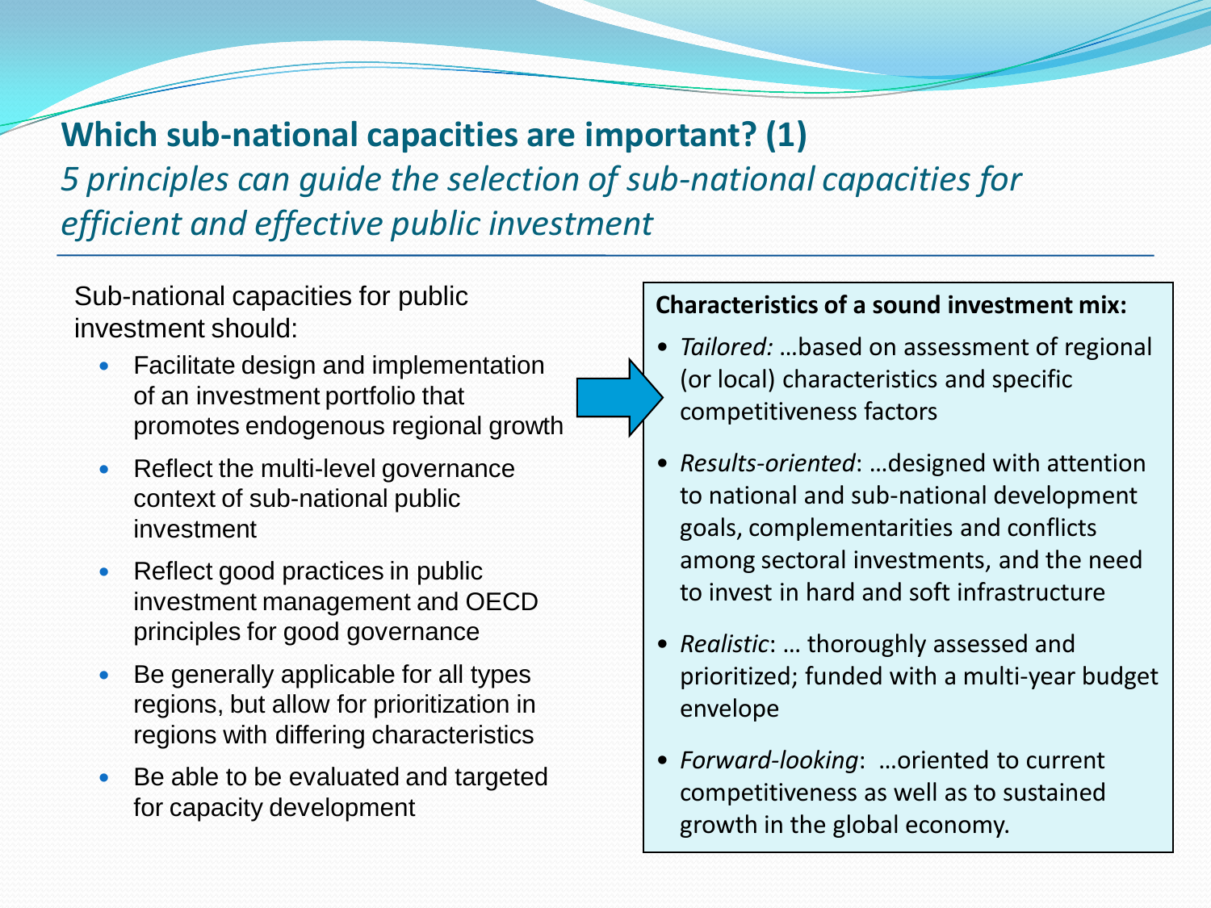# Which sub-national capacities are important? (1)

*5 principles can guide the selection of sub-national capacities for efficient and effective public investment*

Sub-national capacities for public investment should:

- Facilitate design and implementation of an investment portfolio that promotes endogenous regional growth
- Reflect the multi-level governance context of sub-national public investment
- Reflect good practices in public investment management and OECD principles for good governance
- Be generally applicable for all types regions, but allow for prioritization in regions with differing characteristics
- Be able to be evaluated and targeted for capacity development

**Characteristics of a sound investment mix:**

- *Tailored:* …based on assessment of regional (or local) characteristics and specific competitiveness factors
- *Results-oriented*: …designed with attention to national and sub-national development goals, complementarities and conflicts among sectoral investments, and the need to invest in hard and soft infrastructure
- *Realistic*: … thoroughly assessed and prioritized; funded with a multi-year budget envelope
- *Forward-looking*: …oriented to current competitiveness as well as to sustained growth in the global economy.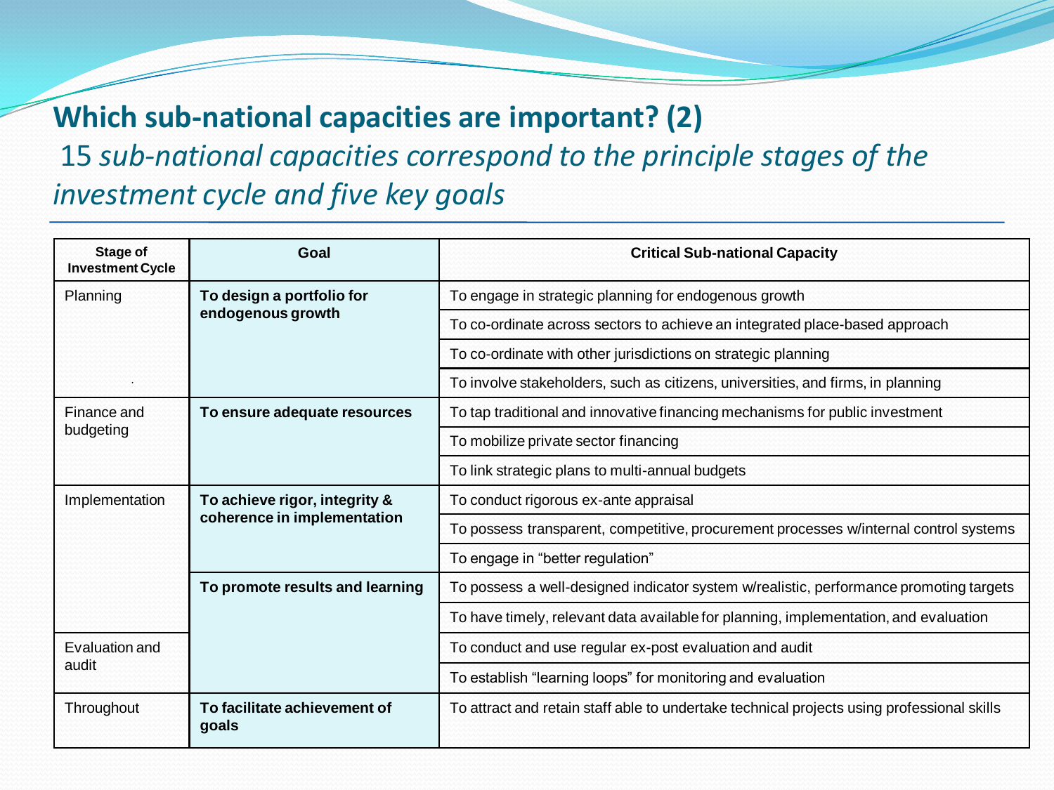## Which sub-national capacities are important? (2)

15 *sub-national capacities correspond to the principle stages of the investment cycle and five key goals*

| Stage of Investment Cycle | Goal | Critical Sub-national Capacity |
|---|---|---|
| Planning | **To design a portfolio for endogenous growth** | To engage in strategic planning for endogenous growth |
| | | To co-ordinate across sectors to achieve an integrated place-based approach |
| | | To co-ordinate with other jurisdictions on strategic planning |
| | | To involve stakeholders, such as citizens, universities, and firms, in planning |
| Finance and budgeting | **To ensure adequate resources** | To tap traditional and innovative financing mechanisms for public investment |
| | | To mobilize private sector financing |
| | | To link strategic plans to multi-annual budgets |
| Implementation | **To achieve rigor, integrity & coherence in implementation** | To conduct rigorous ex-ante appraisal |
| | | To possess transparent, competitive, procurement processes w/internal control systems |
| | | To engage in "better regulation" |
| | **To promote results and learning** | To possess a well-designed indicator system w/realistic, performance promoting targets |
| | | To have timely, relevant data available for planning, implementation, and evaluation |
| Evaluation and audit | | To conduct and use regular ex-post evaluation and audit |
| | | To establish "learning loops" for monitoring and evaluation |
| Throughout | **To facilitate achievement of goals** | To attract and retain staff able to undertake technical projects using professional skills |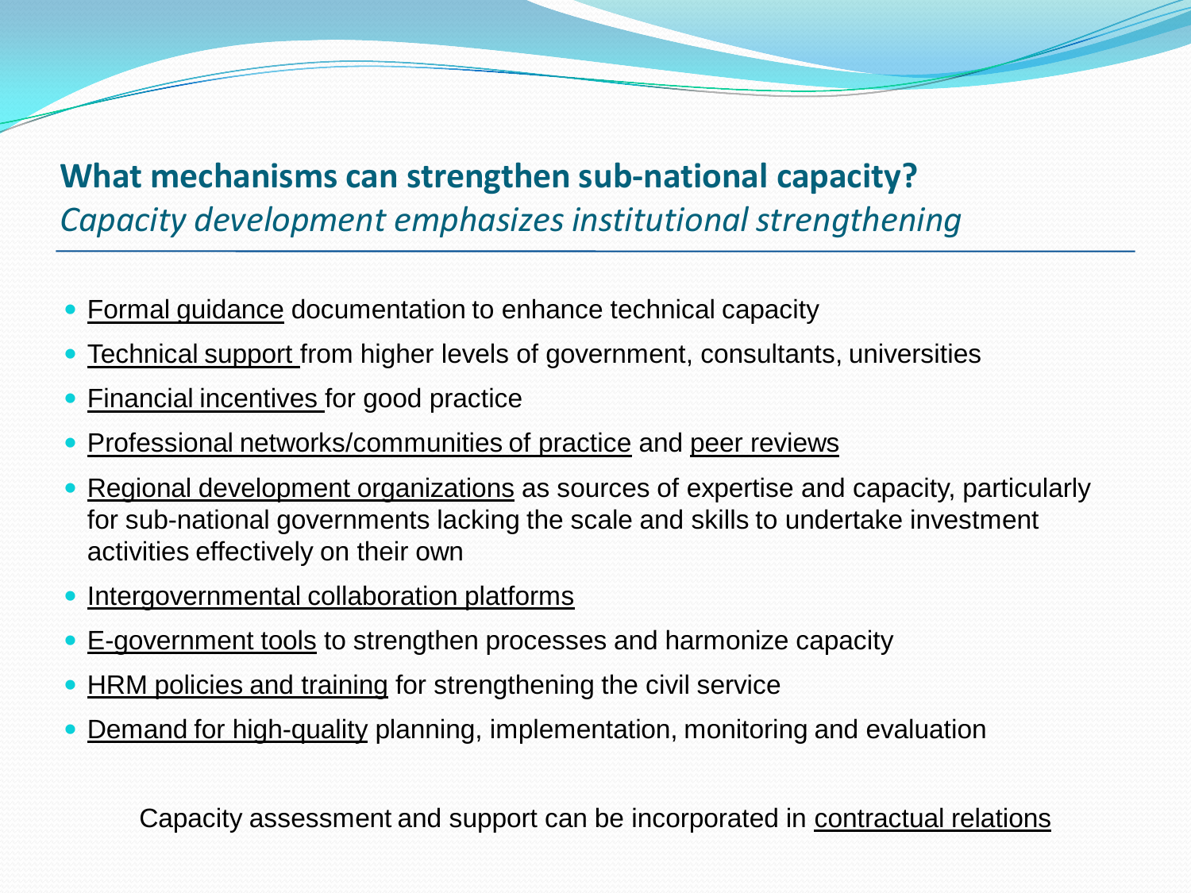## What mechanisms can strengthen sub-national capacity?

*Capacity development emphasizes institutional strengthening*

- Formal guidance documentation to enhance technical capacity
- Technical support from higher levels of government, consultants, universities
- Financial incentives for good practice
- Professional networks/communities of practice and peer reviews
- Regional development organizations as sources of expertise and capacity, particularly for sub-national governments lacking the scale and skills to undertake investment activities effectively on their own
- Intergovernmental collaboration platforms
- E-government tools to strengthen processes and harmonize capacity
- HRM policies and training for strengthening the civil service
- Demand for high-quality planning, implementation, monitoring and evaluation

Capacity assessment and support can be incorporated in contractual relations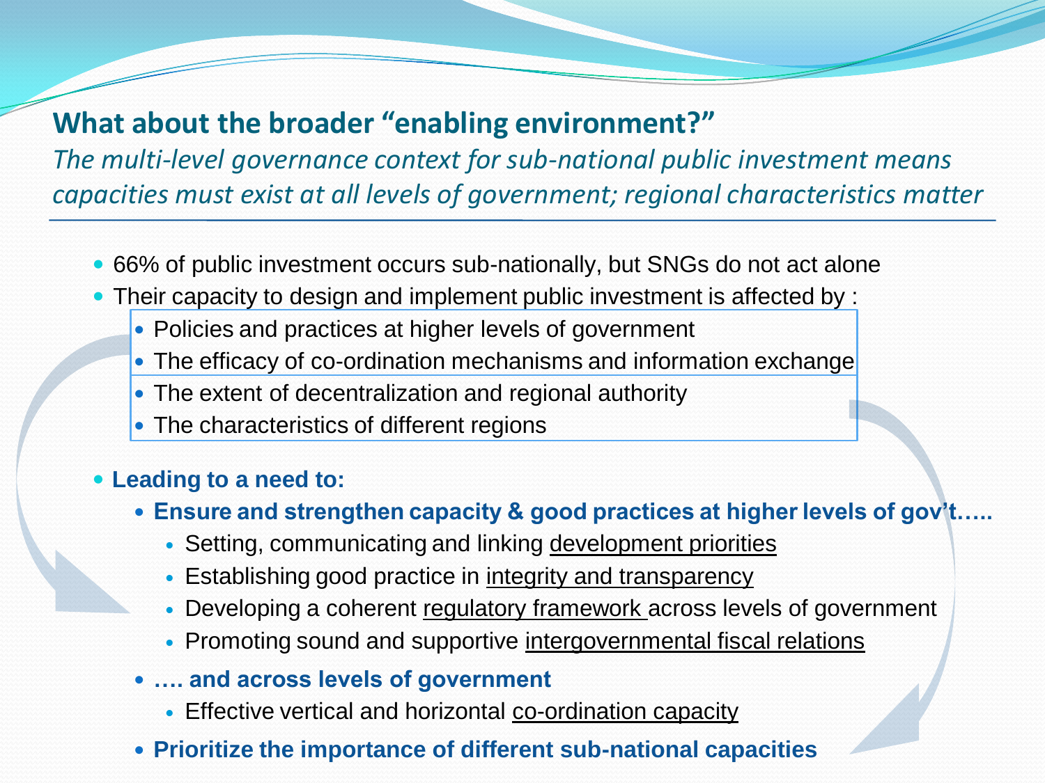## What about the broader "enabling environment?"

*The multi-level governance context for sub-national public investment means capacities must exist at all levels of government; regional characteristics matter*

- 66% of public investment occurs sub-nationally, but SNGs do not act alone
- Their capacity to design and implement public investment is affected by :
  - Policies and practices at higher levels of government
  - The efficacy of co-ordination mechanisms and information exchange
  - The extent of decentralization and regional authority
  - The characteristics of different regions

- **Leading to a need to:**
  - **Ensure and strengthen capacity & good practices at higher levels of gov't…..**
    - Setting, communicating and linking <u>development priorities</u>
    - Establishing good practice in <u>integrity and transparency</u>
    - Developing a coherent <u>regulatory framework</u> across levels of government
    - Promoting sound and supportive <u>intergovernmental fiscal relations</u>
  - **…. and across levels of government**
    - Effective vertical and horizontal <u>co-ordination capacity</u>
  - **Prioritize the importance of different sub-national capacities**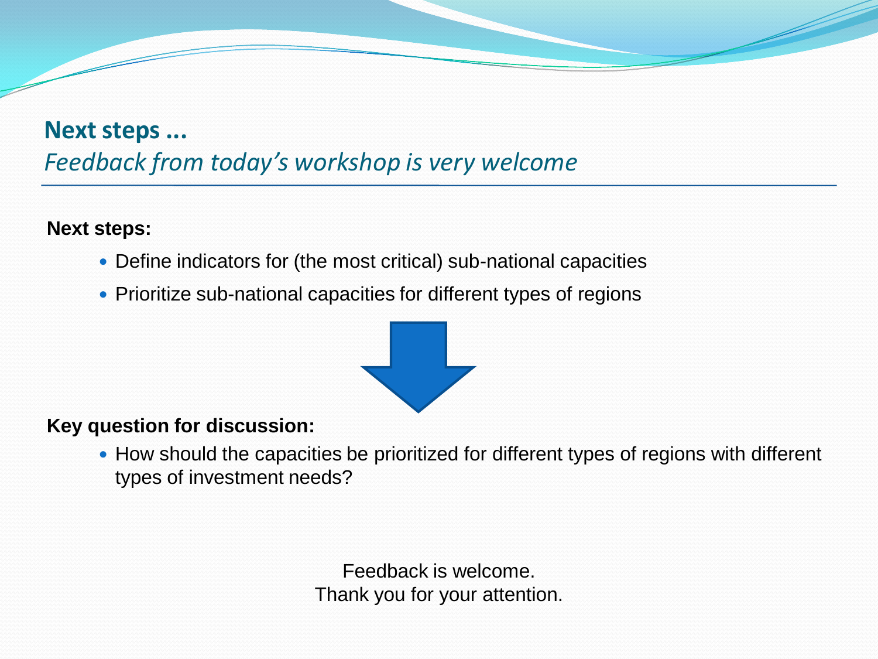## Next steps ...

*Feedback from today's workshop is very welcome*

**Next steps:**

- Define indicators for (the most critical) sub-national capacities
- Prioritize sub-national capacities for different types of regions

**Key question for discussion:**

- How should the capacities be prioritized for different types of regions with different types of investment needs?

Feedback is welcome.
Thank you for your attention.